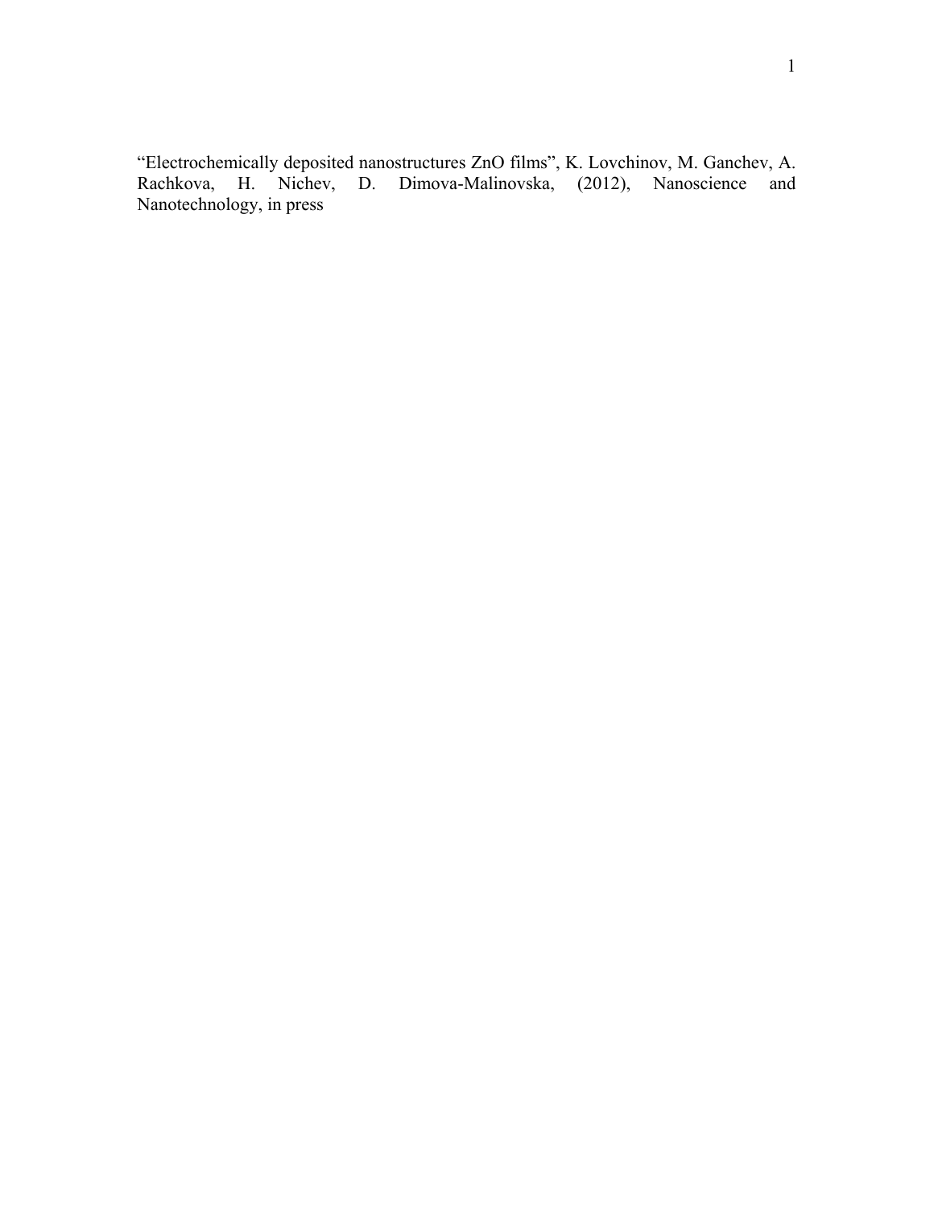"Electrochemically deposited nanostructures ZnO films", K. Lovchinov, M. Ganchev, A. Rachkova, H. Nichev, D. Dimova-Malinovska, (2012), Nanoscience and Nanotechnology, in press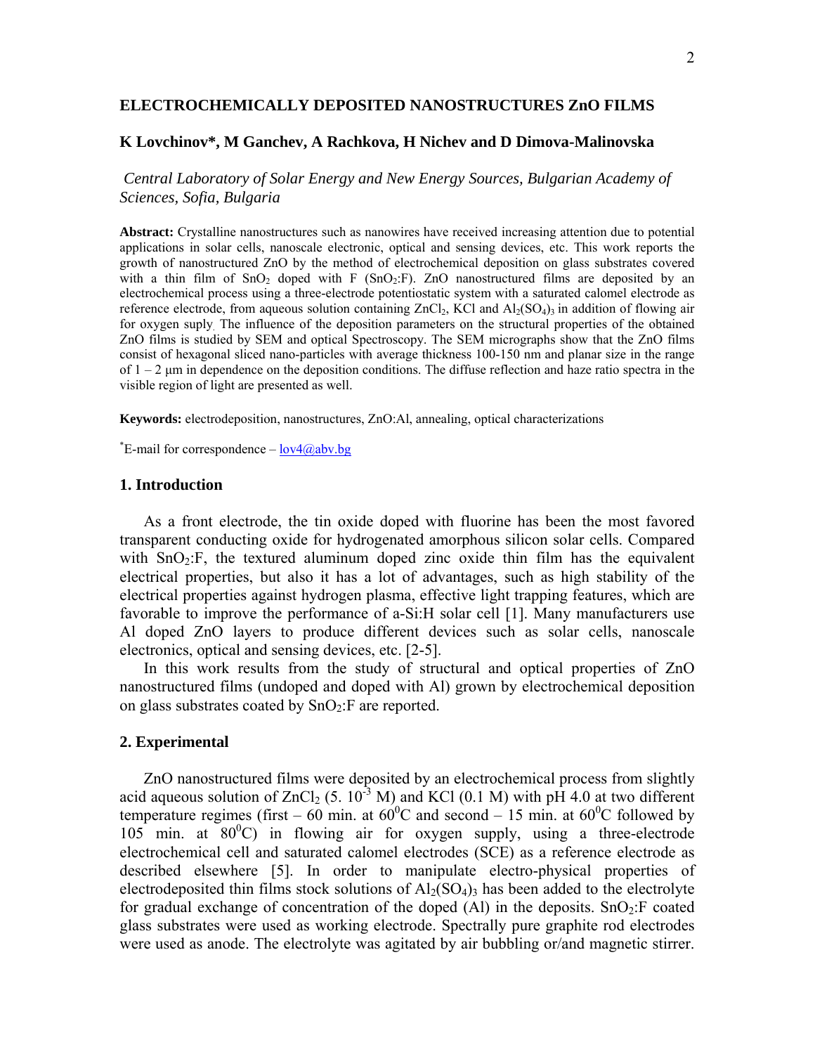## ELECTROCHEMICALLY DEPOSITED NANOSTRUCTURES ZnO FILMS

### K Lovchinov*, M Ganchev, A Rachkova, H Nichev and D Dimova-Malinovska

*Central Laboratory of Solar Energy and New Energy Sources, Bulgarian Academy of Sciences, Sofia, Bulgaria*

**Abstract:** Crystalline nanostructures such as nanowires have received increasing attention due to potential applications in solar cells, nanoscale electronic, optical and sensing devices, etc. This work reports the growth of nanostructured ZnO by the method of electrochemical deposition on glass substrates covered with a thin film of $SnO_2$ doped with F ($SnO_2$:F). ZnO nanostructured films are deposited by an electrochemical process using a three-electrode potentiostatic system with a saturated calomel electrode as reference electrode, from aqueous solution containing $ZnCl_2$, KCl and $Al_2(SO_4)_3$ in addition of flowing air for oxygen suply. The influence of the deposition parameters on the structural properties of the obtained ZnO films is studied by SEM and optical Spectroscopy. The SEM micrographs show that the ZnO films consist of hexagonal sliced nano-particles with average thickness 100-150 nm and planar size in the range of 1 – 2 μm in dependence on the deposition conditions. The diffuse reflection and haze ratio spectra in the visible region of light are presented as well.

**Keywords:** electrodeposition, nanostructures, ZnO:Al, annealing, optical characterizations

*E-mail for correspondence – lov4@abv.bg

## 1. Introduction

As a front electrode, the tin oxide doped with fluorine has been the most favored transparent conducting oxide for hydrogenated amorphous silicon solar cells. Compared with $SnO_2$:F, the textured aluminum doped zinc oxide thin film has the equivalent electrical properties, but also it has a lot of advantages, such as high stability of the electrical properties against hydrogen plasma, effective light trapping features, which are favorable to improve the performance of a-Si:H solar cell [1]. Many manufacturers use Al doped ZnO layers to produce different devices such as solar cells, nanoscale electronics, optical and sensing devices, etc. [2-5].

In this work results from the study of structural and optical properties of ZnO nanostructured films (undoped and doped with Al) grown by electrochemical deposition on glass substrates coated by $SnO_2$:F are reported.

## 2. Experimental

ZnO nanostructured films were deposited by an electrochemical process from slightly acid aqueous solution of $ZnCl_2$ ($5.\ 10^{-3}$ M) and KCl (0.1 M) with pH 4.0 at two different temperature regimes (first – 60 min. at $60^0$C and second – 15 min. at $60^0$C followed by 105 min. at $80^0$C) in flowing air for oxygen supply, using a three-electrode electrochemical cell and saturated calomel electrodes (SCE) as a reference electrode as described elsewhere [5]. In order to manipulate electro-physical properties of electrodeposited thin films stock solutions of $Al_2(SO_4)_3$ has been added to the electrolyte for gradual exchange of concentration of the doped (Al) in the deposits. $SnO_2$:F coated glass substrates were used as working electrode. Spectrally pure graphite rod electrodes were used as anode. The electrolyte was agitated by air bubbling or/and magnetic stirrer.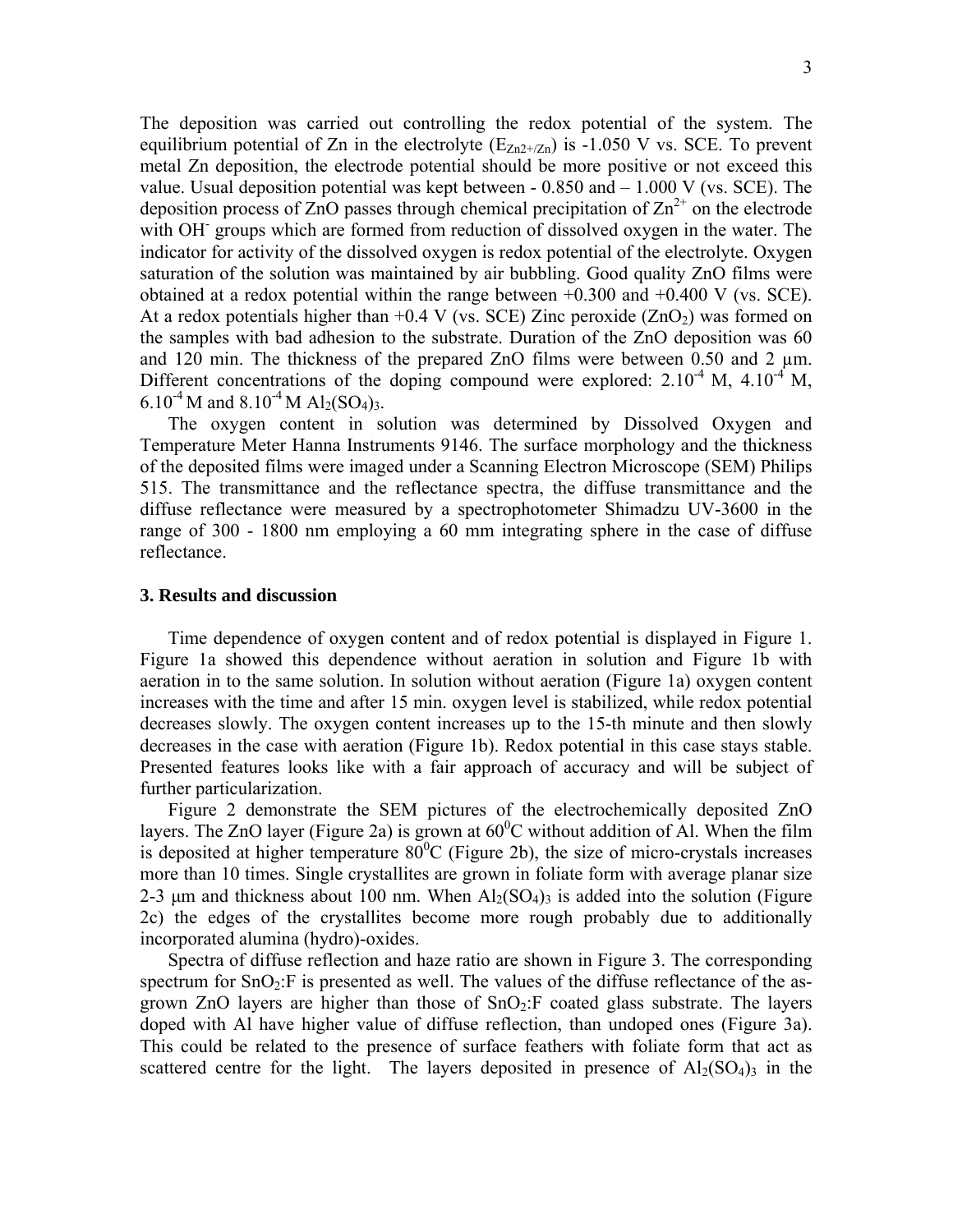The deposition was carried out controlling the redox potential of the system. The equilibrium potential of Zn in the electrolyte ($E_{Zn2+/Zn}$) is -1.050 V vs. SCE. To prevent metal Zn deposition, the electrode potential should be more positive or not exceed this value. Usual deposition potential was kept between - 0.850 and – 1.000 V (vs. SCE). The deposition process of ZnO passes through chemical precipitation of $Zn^{2+}$ on the electrode with $OH^-$ groups which are formed from reduction of dissolved oxygen in the water. The indicator for activity of the dissolved oxygen is redox potential of the electrolyte. Oxygen saturation of the solution was maintained by air bubbling. Good quality ZnO films were obtained at a redox potential within the range between +0.300 and +0.400 V (vs. SCE). At a redox potentials higher than +0.4 V (vs. SCE) Zinc peroxide ($ZnO_2$) was formed on the samples with bad adhesion to the substrate. Duration of the ZnO deposition was 60 and 120 min. The thickness of the prepared ZnO films were between 0.50 and 2 μm. Different concentrations of the doping compound were explored: $2.10^{-4}$ M, $4.10^{-4}$ M, $6.10^{-4}$ M and $8.10^{-4}$ M $Al_2(SO_4)_3$.

The oxygen content in solution was determined by Dissolved Oxygen and Temperature Meter Hanna Instruments 9146. The surface morphology and the thickness of the deposited films were imaged under a Scanning Electron Microscope (SEM) Philips 515. The transmittance and the reflectance spectra, the diffuse transmittance and the diffuse reflectance were measured by a spectrophotometer Shimadzu UV-3600 in the range of 300 - 1800 nm employing a 60 mm integrating sphere in the case of diffuse reflectance.

### 3. Results and discussion

Time dependence of oxygen content and of redox potential is displayed in Figure 1. Figure 1a showed this dependence without aeration in solution and Figure 1b with aeration in to the same solution. In solution without aeration (Figure 1a) oxygen content increases with the time and after 15 min. oxygen level is stabilized, while redox potential decreases slowly. The oxygen content increases up to the 15-th minute and then slowly decreases in the case with aeration (Figure 1b). Redox potential in this case stays stable. Presented features looks like with a fair approach of accuracy and will be subject of further particularization.

Figure 2 demonstrate the SEM pictures of the electrochemically deposited ZnO layers. The ZnO layer (Figure 2a) is grown at $60^0$C without addition of Al. When the film is deposited at higher temperature $80^0$C (Figure 2b), the size of micro-crystals increases more than 10 times. Single crystallites are grown in foliate form with average planar size 2-3 μm and thickness about 100 nm. When $Al_2(SO_4)_3$ is added into the solution (Figure 2c) the edges of the crystallites become more rough probably due to additionally incorporated alumina (hydro)-oxides.

Spectra of diffuse reflection and haze ratio are shown in Figure 3. The corresponding spectrum for $SnO_2$:F is presented as well. The values of the diffuse reflectance of the as-grown ZnO layers are higher than those of $SnO_2$:F coated glass substrate. The layers doped with Al have higher value of diffuse reflection, than undoped ones (Figure 3a). This could be related to the presence of surface feathers with foliate form that act as scattered centre for the light. The layers deposited in presence of $Al_2(SO_4)_3$ in the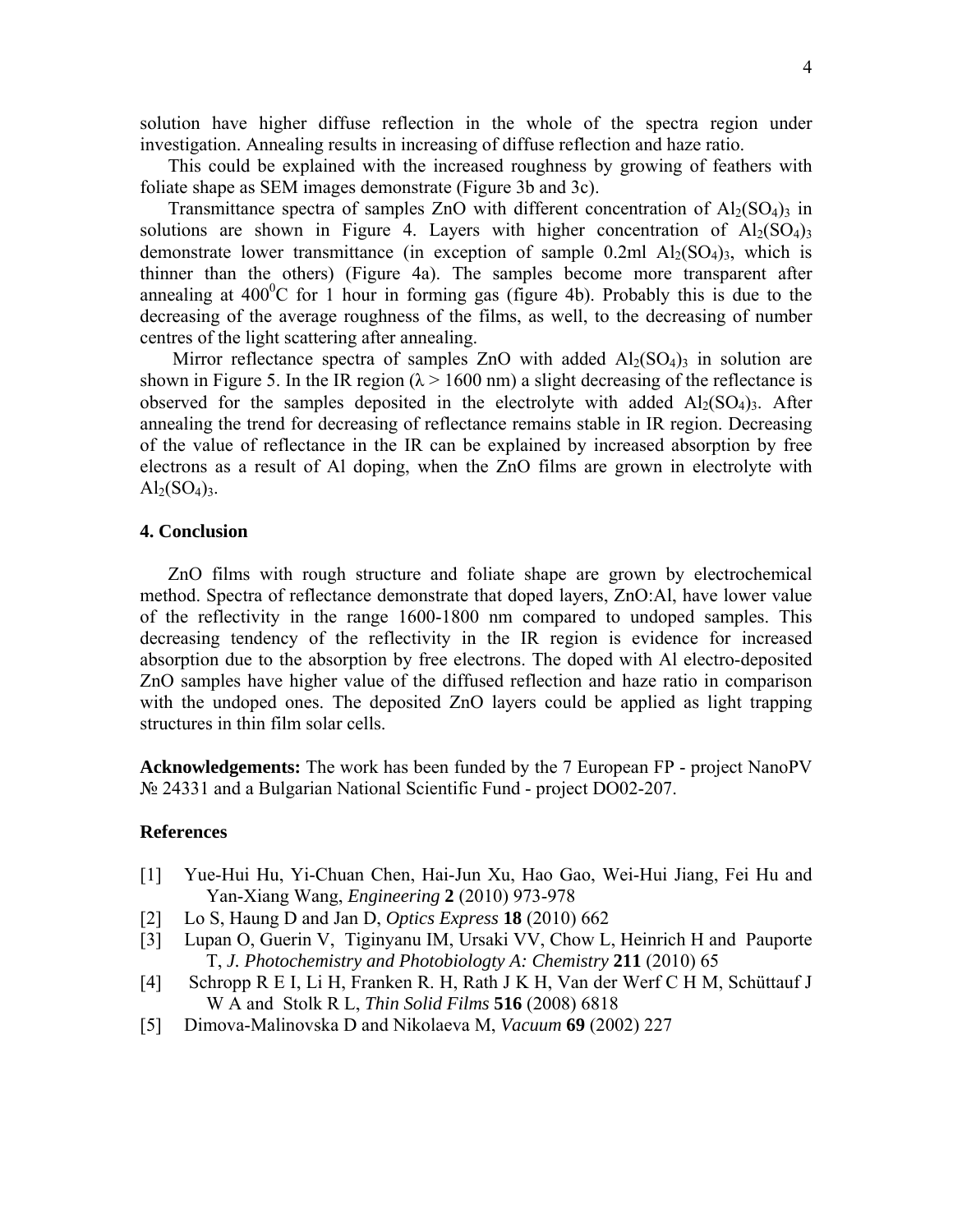solution have higher diffuse reflection in the whole of the spectra region under investigation. Annealing results in increasing of diffuse reflection and haze ratio.

This could be explained with the increased roughness by growing of feathers with foliate shape as SEM images demonstrate (Figure 3b and 3c).

Transmittance spectra of samples ZnO with different concentration of $Al_2(SO_4)_3$ in solutions are shown in Figure 4. Layers with higher concentration of $Al_2(SO_4)_3$ demonstrate lower transmittance (in exception of sample 0.2ml $Al_2(SO_4)_3$, which is thinner than the others) (Figure 4a). The samples become more transparent after annealing at $400^0$C for 1 hour in forming gas (figure 4b). Probably this is due to the decreasing of the average roughness of the films, as well, to the decreasing of number centres of the light scattering after annealing.

Mirror reflectance spectra of samples ZnO with added $Al_2(SO_4)_3$ in solution are shown in Figure 5. In the IR region ($\lambda > 1600$ nm) a slight decreasing of the reflectance is observed for the samples deposited in the electrolyte with added $Al_2(SO_4)_3$. After annealing the trend for decreasing of reflectance remains stable in IR region. Decreasing of the value of reflectance in the IR can be explained by increased absorption by free electrons as a result of Al doping, when the ZnO films are grown in electrolyte with $Al_2(SO_4)_3$.

## 4. Conclusion

ZnO films with rough structure and foliate shape are grown by electrochemical method. Spectra of reflectance demonstrate that doped layers, ZnO:Al, have lower value of the reflectivity in the range 1600-1800 nm compared to undoped samples. This decreasing tendency of the reflectivity in the IR region is evidence for increased absorption due to the absorption by free electrons. The doped with Al electro-deposited ZnO samples have higher value of the diffused reflection and haze ratio in comparison with the undoped ones. The deposited ZnO layers could be applied as light trapping structures in thin film solar cells.

**Acknowledgements:** The work has been funded by the 7 European FP - project NanoPV № 24331 and a Bulgarian National Scientific Fund - project DO02-207.

## References

[1] Yue-Hui Hu, Yi-Chuan Chen, Hai-Jun Xu, Hao Gao, Wei-Hui Jiang, Fei Hu and Yan-Xiang Wang, *Engineering* **2** (2010) 973-978

[2] Lo S, Haung D and Jan D, *Optics Express* **18** (2010) 662

[3] Lupan O, Guerin V, Tiginyanu IM, Ursaki VV, Chow L, Heinrich H and Pauporte T, *J. Photochemistry and Photobiologty A: Chemistry* **211** (2010) 65

[4] Schropp R E I, Li H, Franken R. H, Rath J K H, Van der Werf C H M, Schüttauf J W A and Stolk R L, *Thin Solid Films* **516** (2008) 6818

[5] Dimova-Malinovska D and Nikolaeva M, *Vacuum* **69** (2002) 227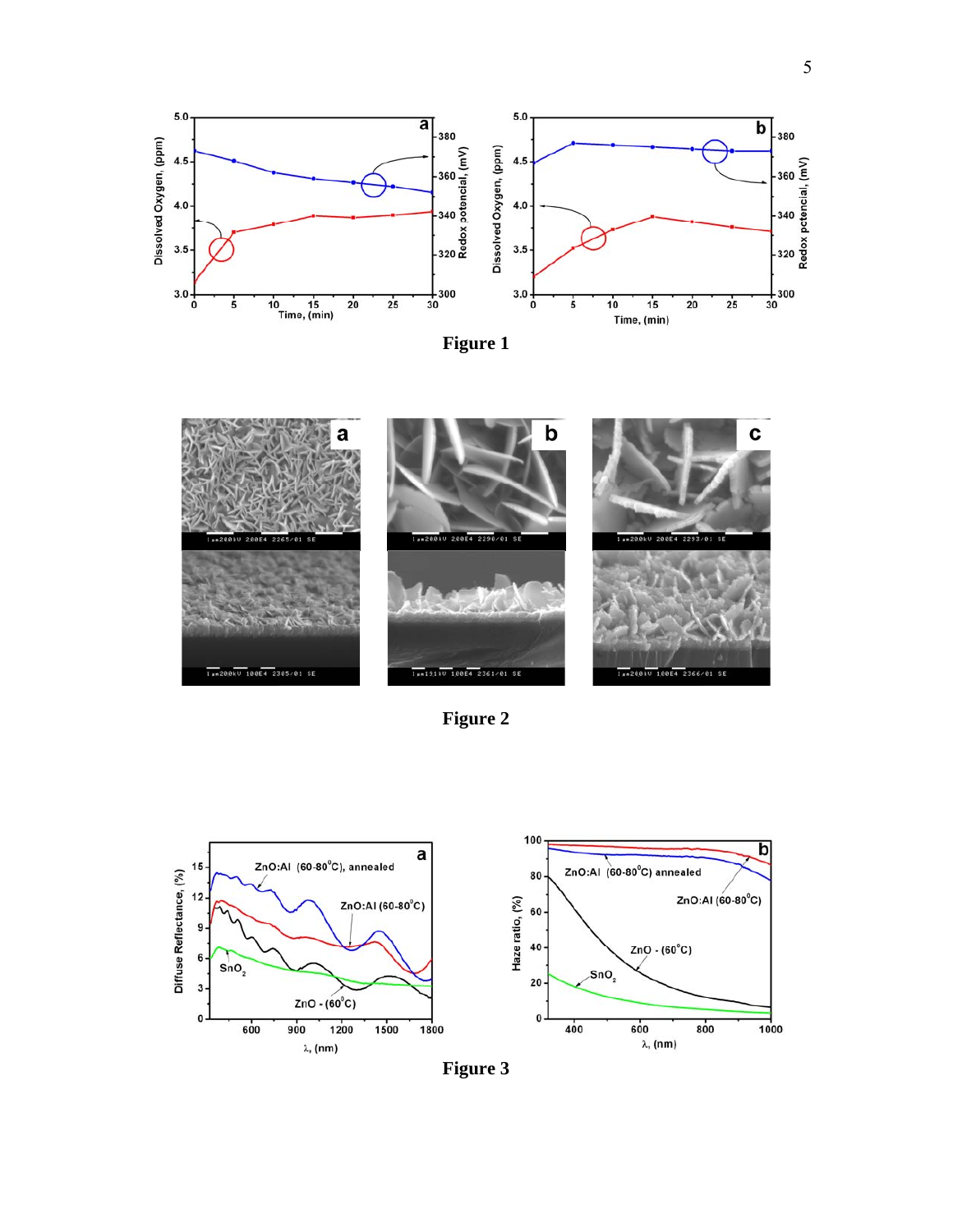**Figure 1**

**Figure 2**

**Figure 3**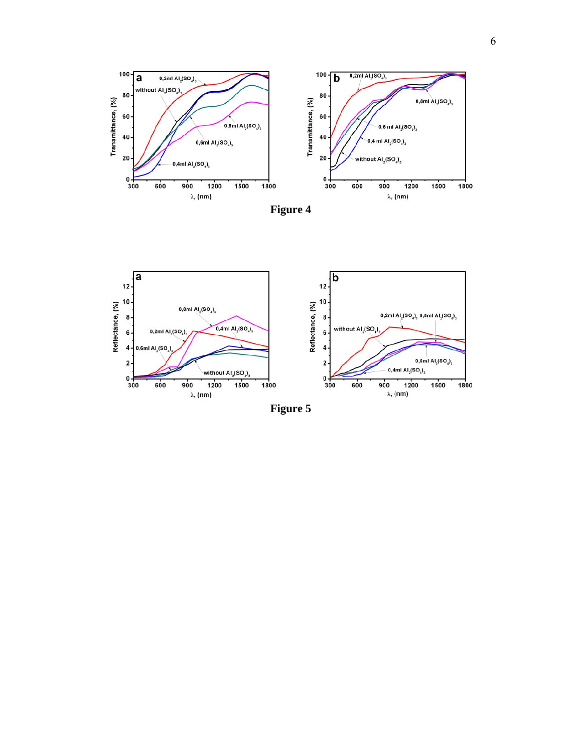Figure 4

Figure 5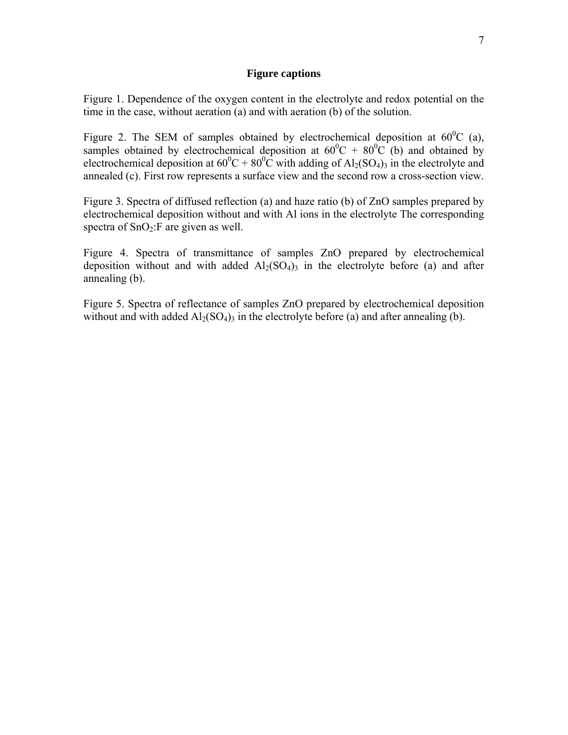# Figure captions

Figure 1. Dependence of the oxygen content in the electrolyte and redox potential on the time in the case, without aeration (a) and with aeration (b) of the solution.

Figure 2. The SEM of samples obtained by electrochemical deposition at $60^0$C (a), samples obtained by electrochemical deposition at $60^0$C + $80^0$C (b) and obtained by electrochemical deposition at $60^0$C + $80^0$C with adding of $Al_2(SO_4)_3$ in the electrolyte and annealed (c). First row represents a surface view and the second row a cross-section view.

Figure 3. Spectra of diffused reflection (a) and haze ratio (b) of ZnO samples prepared by electrochemical deposition without and with Al ions in the electrolyte The corresponding spectra of $SnO_2$:F are given as well.

Figure 4. Spectra of transmittance of samples ZnO prepared by electrochemical deposition without and with added $Al_2(SO_4)_3$ in the electrolyte before (a) and after annealing (b).

Figure 5. Spectra of reflectance of samples ZnO prepared by electrochemical deposition without and with added $Al_2(SO_4)_3$ in the electrolyte before (a) and after annealing (b).